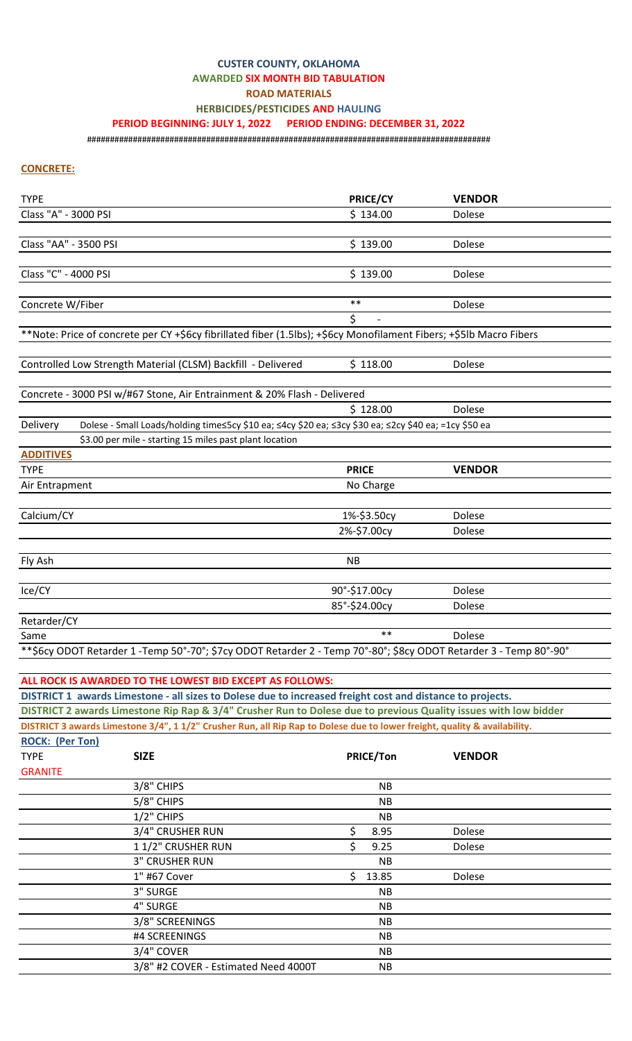# CUSTER COUNTY, OKLAHOMA

## AWARDED SIX MONTH BID TABULATION

## ROAD MATERIALS

## HERBICIDES/PESTICIDES AND HAULING

### PERIOD BEGINNING: JULY 1, 2022 PERIOD ENDING: DECEMBER 31, 2022

########################################################################################

**CONCRETE:**

| TYPE | PRICE/CY | VENDOR |
|---|---|---|
| Class "A" - 3000 PSI | $ 134.00 | Dolese |
| Class "AA" - 3500 PSI | $ 139.00 | Dolese |
| Class "C" - 4000 PSI | $ 139.00 | Dolese |
| Concrete W/Fiber | ** | Dolese |
| | $ - | |

**Note: Price of concrete per CY +$6cy fibrillated fiber (1.5lbs); +$6cy Monofilament Fibers; +$5lb Macro Fibers

| TYPE | PRICE/CY | VENDOR |
|---|---|---|
| Controlled Low Strength Material (CLSM) Backfill - Delivered | $ 118.00 | Dolese |
| Concrete - 3000 PSI w/#67 Stone, Air Entrainment & 20% Flash - Delivered | $ 128.00 | Dolese |

Delivery: Dolese - Small Loads/holding time≤5cy $10 ea; ≤4cy $20 ea; ≤3cy $30 ea; ≤2cy $40 ea; =1cy $50 ea
$3.00 per mile - starting 15 miles past plant location

**ADDITIVES**

| TYPE | PRICE | VENDOR |
|---|---|---|
| Air Entrapment | No Charge | |
| Calcium/CY | 1%-$3.50cy | Dolese |
| | 2%-$7.00cy | Dolese |
| Fly Ash | NB | |
| Ice/CY | 90°-$17.00cy | Dolese |
| | 85°-$24.00cy | Dolese |
| Retarder/CY | | |
| Same | ** | Dolese |

**$6cy ODOT Retarder 1 -Temp 50°-70°; $7cy ODOT Retarder 2 - Temp 70°-80°; $8cy ODOT Retarder 3 - Temp 80°-90°

**ALL ROCK IS AWARDED TO THE LOWEST BID EXCEPT AS FOLLOWS:**

**DISTRICT 1 awards Limestone - all sizes to Dolese due to increased freight cost and distance to projects.**

**DISTRICT 2 awards Limestone Rip Rap & 3/4" Crusher Run to Dolese due to previous Quality issues with low bidder**

**DISTRICT 3 awards Limestone 3/4", 1 1/2" Crusher Run, all Rip Rap to Dolese due to lower freight, quality & availability.**

**ROCK: (Per Ton)**

| TYPE | SIZE | PRICE/Ton | VENDOR |
|---|---|---|---|
| GRANITE | | | |
| | 3/8" CHIPS | NB | |
| | 5/8" CHIPS | NB | |
| | 1/2" CHIPS | NB | |
| | 3/4" CRUSHER RUN | $ 8.95 | Dolese |
| | 1 1/2" CRUSHER RUN | $ 9.25 | Dolese |
| | 3" CRUSHER RUN | NB | |
| | 1" #67 Cover | $ 13.85 | Dolese |
| | 3" SURGE | NB | |
| | 4" SURGE | NB | |
| | 3/8" SCREENINGS | NB | |
| | #4 SCREENINGS | NB | |
| | 3/4" COVER | NB | |
| | 3/8" #2 COVER - Estimated Need 4000T | NB | |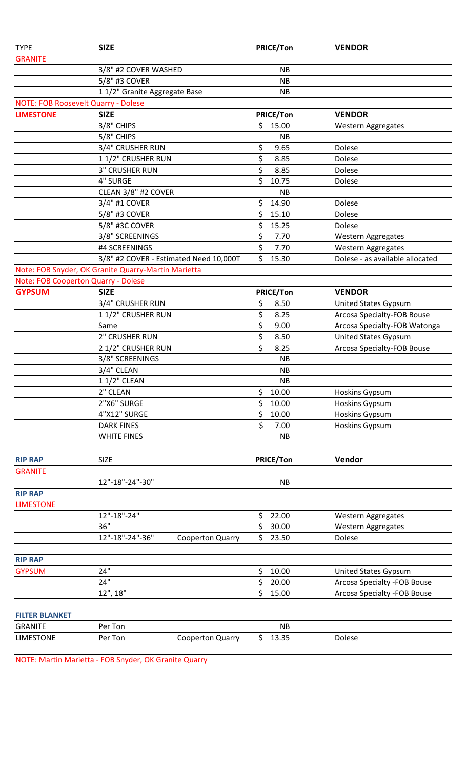| TYPE | SIZE | | PRICE/Ton | VENDOR |
|---|---|---|---|---|
| GRANITE | | | | |
| | 3/8" #2 COVER WASHED | | NB | |
| | 5/8" #3 COVER | | NB | |
| | 1 1/2" Granite Aggregate Base | | NB | |
| NOTE: FOB Roosevelt Quarry - Dolese | | | | |
| **LIMESTONE** | **SIZE** | | **PRICE/Ton** | **VENDOR** |
| | 3/8" CHIPS | | $ 15.00 | Western Aggregates |
| | 5/8" CHIPS | | NB | |
| | 3/4" CRUSHER RUN | | $ 9.65 | Dolese |
| | 1 1/2" CRUSHER RUN | | $ 8.85 | Dolese |
| | 3" CRUSHER RUN | | $ 8.85 | Dolese |
| | 4" SURGE | | $ 10.75 | Dolese |
| | CLEAN 3/8" #2 COVER | | NB | |
| | 3/4" #1 COVER | | $ 14.90 | Dolese |
| | 5/8" #3 COVER | | $ 15.10 | Dolese |
| | 5/8" #3C COVER | | $ 15.25 | Dolese |
| | 3/8" SCREENINGS | | $ 7.70 | Western Aggregates |
| | #4 SCREENINGS | | $ 7.70 | Western Aggregates |
| | 3/8" #2 COVER - Estimated Need 10,000T | | $ 15.30 | Dolese - as available allocated |
| Note: FOB Snyder, OK Granite Quarry-Martin Marietta | | | | |
| Note: FOB Cooperton Quarry - Dolese | | | | |
| **GYPSUM** | **SIZE** | | **PRICE/Ton** | **VENDOR** |
| | 3/4" CRUSHER RUN | | $ 8.50 | United States Gypsum |
| | 1 1/2" CRUSHER RUN | | $ 8.25 | Arcosa Specialty-FOB Bouse |
| | Same | | $ 9.00 | Arcosa Specialty-FOB Watonga |
| | 2" CRUSHER RUN | | $ 8.50 | United States Gypsum |
| | 2 1/2" CRUSHER RUN | | $ 8.25 | Arcosa Specialty-FOB Bouse |
| | 3/8" SCREENINGS | | NB | |
| | 3/4" CLEAN | | NB | |
| | 1 1/2" CLEAN | | NB | |
| | 2" CLEAN | | $ 10.00 | Hoskins Gypsum |
| | 2"X6" SURGE | | $ 10.00 | Hoskins Gypsum |
| | 4"X12" SURGE | | $ 10.00 | Hoskins Gypsum |
| | DARK FINES | | $ 7.00 | Hoskins Gypsum |
| | WHITE FINES | | NB | |

| RIP RAP | SIZE | | PRICE/Ton | Vendor |
|---|---|---|---|---|
| GRANITE | | | | |
| | 12"-18"-24"-30" | | NB | |
| RIP RAP | | | | |
| LIMESTONE | | | | |
| | 12"-18"-24" | | $ 22.00 | Western Aggregates |
| | 36" | | $ 30.00 | Western Aggregates |
| | 12"-18"-24"-36" | Cooperton Quarry | $ 23.50 | Dolese |
| RIP RAP | | | | |
| GYPSUM | 24" | | $ 10.00 | United States Gypsum |
| | 24" | | $ 20.00 | Arcosa Specialty -FOB Bouse |
| | 12", 18" | | $ 15.00 | Arcosa Specialty -FOB Bouse |

| FILTER BLANKET | | | | |
|---|---|---|---|---|
| GRANITE | Per Ton | | NB | |
| LIMESTONE | Per Ton | Cooperton Quarry | $ 13.35 | Dolese |

NOTE: Martin Marietta - FOB Snyder, OK Granite Quarry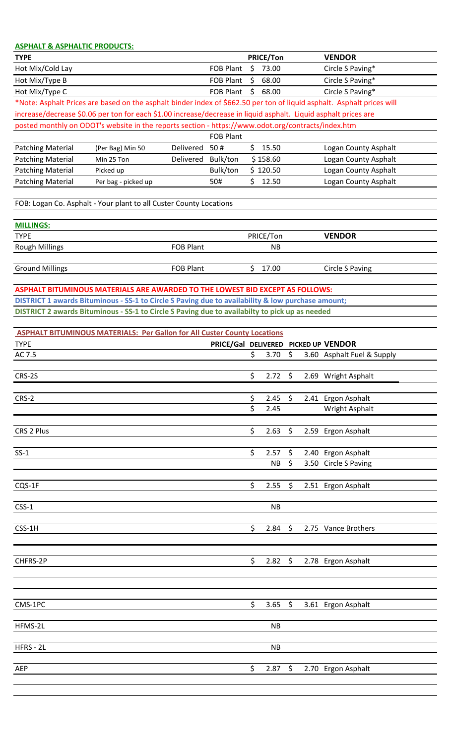**ASPHALT & ASPHALTIC PRODUCTS:**

| TYPE | | | | PRICE/Ton | VENDOR |
|---|---|---|---|---|---|
| Hot Mix/Cold Lay | | | FOB Plant | $ 73.00 | Circle S Paving* |
| Hot Mix/Type B | | | FOB Plant | $ 68.00 | Circle S Paving* |
| Hot Mix/Type C | | | FOB Plant | $ 68.00 | Circle S Paving* |

*Note: Asphalt Prices are based on the asphalt binder index of $662.50 per ton of liquid asphalt. Asphalt prices will increase/decrease $0.06 per ton for each $1.00 increase/decrease in liquid asphalt. Liquid asphalt prices are posted monthly on ODOT's website in the reports section - https://www.odot.org/contracts/index.htm

| | | | FOB Plant | | |
|---|---|---|---|---|---|
| Patching Material | (Per Bag) Min 50 | Delivered | 50 # | $ 15.50 | Logan County Asphalt |
| Patching Material | Min 25 Ton | Delivered | Bulk/ton | $ 158.60 | Logan County Asphalt |
| Patching Material | Picked up | | Bulk/ton | $ 120.50 | Logan County Asphalt |
| Patching Material | Per bag - picked up | | 50# | $ 12.50 | Logan County Asphalt |

FOB: Logan Co. Asphalt - Your plant to all Custer County Locations

**MILLINGS:**

| TYPE | | PRICE/Ton | VENDOR |
|---|---|---|---|
| Rough Millings | FOB Plant | NB | |
| Ground Millings | FOB Plant | $ 17.00 | Circle S Paving |

**ASPHALT BITUMINOUS MATERIALS ARE AWARDED TO THE LOWEST BID EXCEPT AS FOLLOWS:**

**DISTRICT 1 awards Bituminous - SS-1 to Circle S Paving due to availability & low purchase amount;**

**DISTRICT 2 awards Bituminous - SS-1 to Circle S Paving due to availabilty to pick up as needed**

**ASPHALT BITUMINOUS MATERIALS: Per Gallon for All Custer County Locations**

| TYPE | PRICE/Gal DELIVERED | PICKED UP | VENDOR |
|---|---|---|---|
| AC 7.5 | $ 3.70 | $ 3.60 | Asphalt Fuel & Supply |
| CRS-2S | $ 2.72 | $ 2.69 | Wright Asphalt |
| CRS-2 | $ 2.45 | $ 2.41 | Ergon Asphalt |
| | $ 2.45 | | Wright Asphalt |
| CRS 2 Plus | $ 2.63 | $ 2.59 | Ergon Asphalt |
| SS-1 | $ 2.57 | $ 2.40 | Ergon Asphalt |
| | NB | $ 3.50 | Circle S Paving |
| CQS-1F | $ 2.55 | $ 2.51 | Ergon Asphalt |
| CSS-1 | NB | | |
| CSS-1H | $ 2.84 | $ 2.75 | Vance Brothers |
| CHFRS-2P | $ 2.82 | $ 2.78 | Ergon Asphalt |
| CMS-1PC | $ 3.65 | $ 3.61 | Ergon Asphalt |
| HFMS-2L | NB | | |
| HFRS - 2L | NB | | |
| AEP | $ 2.87 | $ 2.70 | Ergon Asphalt |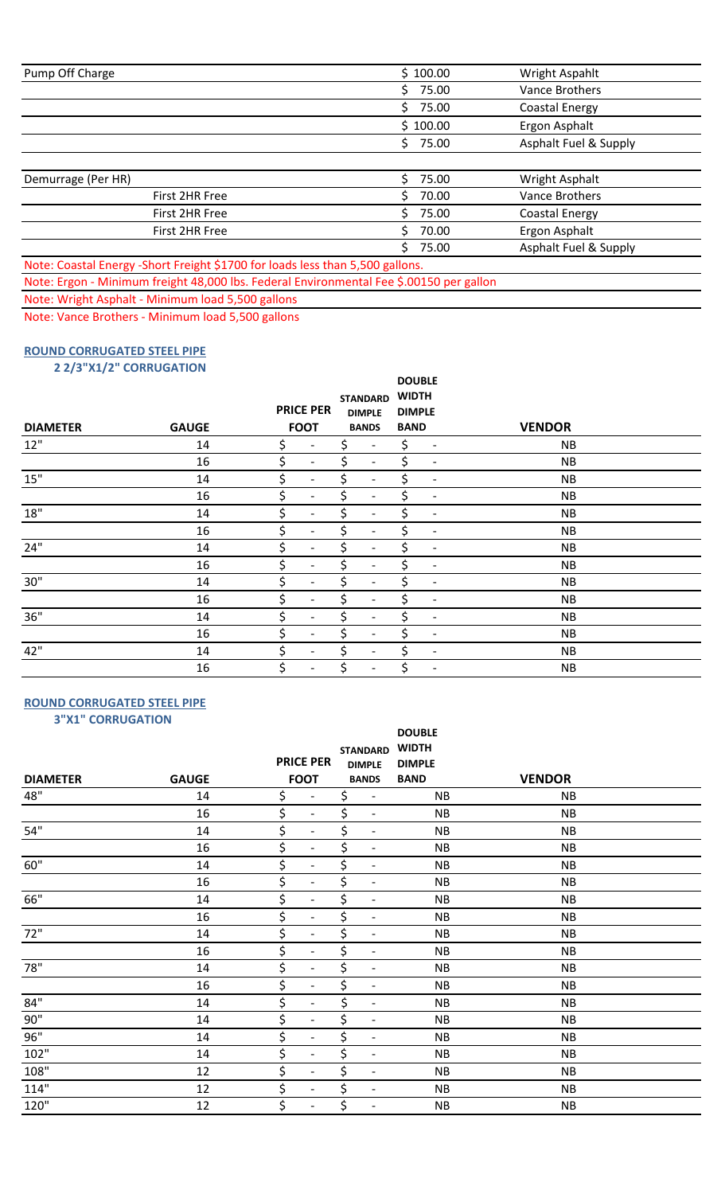| | | |
|---|---|---|
| Pump Off Charge | $ 100.00 | Wright Aspahlt |
| | $ 75.00 | Vance Brothers |
| | $ 75.00 | Coastal Energy |
| | $ 100.00 | Ergon Asphalt |
| | $ 75.00 | Asphalt Fuel & Supply |
| | | |
| Demurrage (Per HR) | $ 75.00 | Wright Asphalt |
| First 2HR Free | $ 70.00 | Vance Brothers |
| First 2HR Free | $ 75.00 | Coastal Energy |
| First 2HR Free | $ 70.00 | Ergon Asphalt |
| | $ 75.00 | Asphalt Fuel & Supply |

Note: Coastal Energy -Short Freight $1700 for loads less than 5,500 gallons.

Note: Ergon - Minimum freight 48,000 lbs. Federal Environmental Fee $.00150 per gallon

Note: Wright Asphalt - Minimum load 5,500 gallons

Note: Vance Brothers - Minimum load 5,500 gallons

**ROUND CORRUGATED STEEL PIPE**

**2 2/3"X1/2" CORRUGATION**

| DIAMETER | GAUGE | PRICE PER FOOT | STANDARD DIMPLE BANDS | DOUBLE WIDTH DIMPLE BAND | VENDOR |
|---|---|---|---|---|---|
| 12" | 14 | $ - | $ - | $ - | NB |
| | 16 | $ - | $ - | $ - | NB |
| 15" | 14 | $ - | $ - | $ - | NB |
| | 16 | $ - | $ - | $ - | NB |
| 18" | 14 | $ - | $ - | $ - | NB |
| | 16 | $ - | $ - | $ - | NB |
| 24" | 14 | $ - | $ - | $ - | NB |
| | 16 | $ - | $ - | $ - | NB |
| 30" | 14 | $ - | $ - | $ - | NB |
| | 16 | $ - | $ - | $ - | NB |
| 36" | 14 | $ - | $ - | $ - | NB |
| | 16 | $ - | $ - | $ - | NB |
| 42" | 14 | $ - | $ - | $ - | NB |
| | 16 | $ - | $ - | $ - | NB |

**ROUND CORRUGATED STEEL PIPE**

**3"X1" CORRUGATION**

| DIAMETER | GAUGE | PRICE PER FOOT | STANDARD DIMPLE BANDS | DOUBLE WIDTH DIMPLE BAND | VENDOR |
|---|---|---|---|---|---|
| 48" | 14 | $ - | $ - | NB | NB |
| | 16 | $ - | $ - | NB | NB |
| 54" | 14 | $ - | $ - | NB | NB |
| | 16 | $ - | $ - | NB | NB |
| 60" | 14 | $ - | $ - | NB | NB |
| | 16 | $ - | $ - | NB | NB |
| 66" | 14 | $ - | $ - | NB | NB |
| | 16 | $ - | $ - | NB | NB |
| 72" | 14 | $ - | $ - | NB | NB |
| | 16 | $ - | $ - | NB | NB |
| 78" | 14 | $ - | $ - | NB | NB |
| | 16 | $ - | $ - | NB | NB |
| 84" | 14 | $ - | $ - | NB | NB |
| 90" | 14 | $ - | $ - | NB | NB |
| 96" | 14 | $ - | $ - | NB | NB |
| 102" | 14 | $ - | $ - | NB | NB |
| 108" | 12 | $ - | $ - | NB | NB |
| 114" | 12 | $ - | $ - | NB | NB |
| 120" | 12 | $ - | $ - | NB | NB |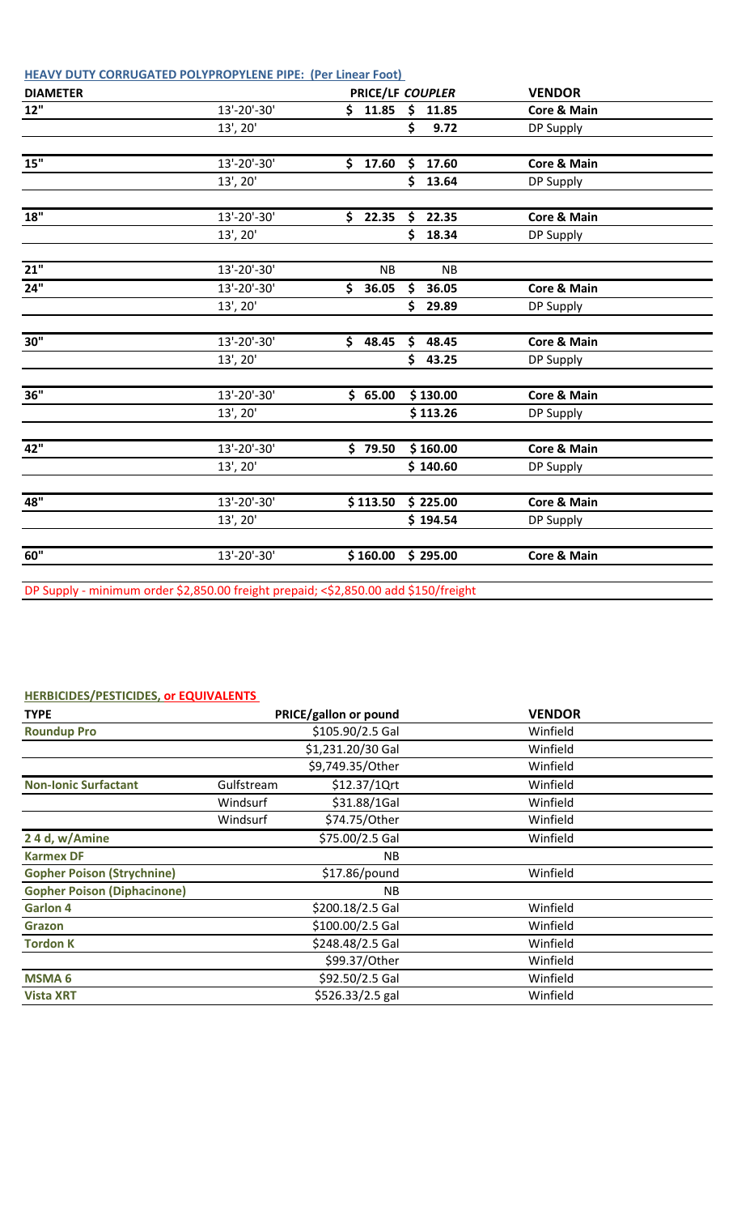### HEAVY DUTY CORRUGATED POLYPROPYLENE PIPE: (Per Linear Foot)

| DIAMETER | | PRICE/LF | *COUPLER* | VENDOR |
|---|---|---|---|---|
| 12" | 13'-20'-30' | $ 11.85 | $ 11.85 | Core & Main |
| | 13', 20' | | $ 9.72 | DP Supply |
| 15" | 13'-20'-30' | $ 17.60 | $ 17.60 | Core & Main |
| | 13', 20' | | $ 13.64 | DP Supply |
| 18" | 13'-20'-30' | $ 22.35 | $ 22.35 | Core & Main |
| | 13', 20' | | $ 18.34 | DP Supply |
| 21" | 13'-20'-30' | NB | NB | |
| 24" | 13'-20'-30' | $ 36.05 | $ 36.05 | Core & Main |
| | 13', 20' | | $ 29.89 | DP Supply |
| 30" | 13'-20'-30' | $ 48.45 | $ 48.45 | Core & Main |
| | 13', 20' | | $ 43.25 | DP Supply |
| 36" | 13'-20'-30' | $ 65.00 | $ 130.00 | Core & Main |
| | 13', 20' | | $ 113.26 | DP Supply |
| 42" | 13'-20'-30' | $ 79.50 | $ 160.00 | Core & Main |
| | 13', 20' | | $ 140.60 | DP Supply |
| 48" | 13'-20'-30' | $ 113.50 | $ 225.00 | Core & Main |
| | 13', 20' | | $ 194.54 | DP Supply |
| 60" | 13'-20'-30' | $ 160.00 | $ 295.00 | Core & Main |

DP Supply - minimum order $2,850.00 freight prepaid; <$2,850.00 add $150/freight

### HERBICIDES/PESTICIDES, or EQUIVALENTS

| TYPE | | PRICE/gallon or pound | VENDOR |
|---|---|---|---|
| **Roundup Pro** | | $105.90/2.5 Gal | Winfield |
| | | $1,231.20/30 Gal | Winfield |
| | | $9,749.35/Other | Winfield |
| **Non-Ionic Surfactant** | Gulfstream | $12.37/1Qrt | Winfield |
| | Windsurf | $31.88/1Gal | Winfield |
| | Windsurf | $74.75/Other | Winfield |
| **2 4 d, w/Amine** | | $75.00/2.5 Gal | Winfield |
| **Karmex DF** | | NB | |
| **Gopher Poison (Strychnine)** | | $17.86/pound | Winfield |
| **Gopher Poison (Diphacinone)** | | NB | |
| **Garlon 4** | | $200.18/2.5 Gal | Winfield |
| **Grazon** | | $100.00/2.5 Gal | Winfield |
| **Tordon K** | | $248.48/2.5 Gal | Winfield |
| | | $99.37/Other | Winfield |
| **MSMA 6** | | $92.50/2.5 Gal | Winfield |
| **Vista XRT** | | $526.33/2.5 gal | Winfield |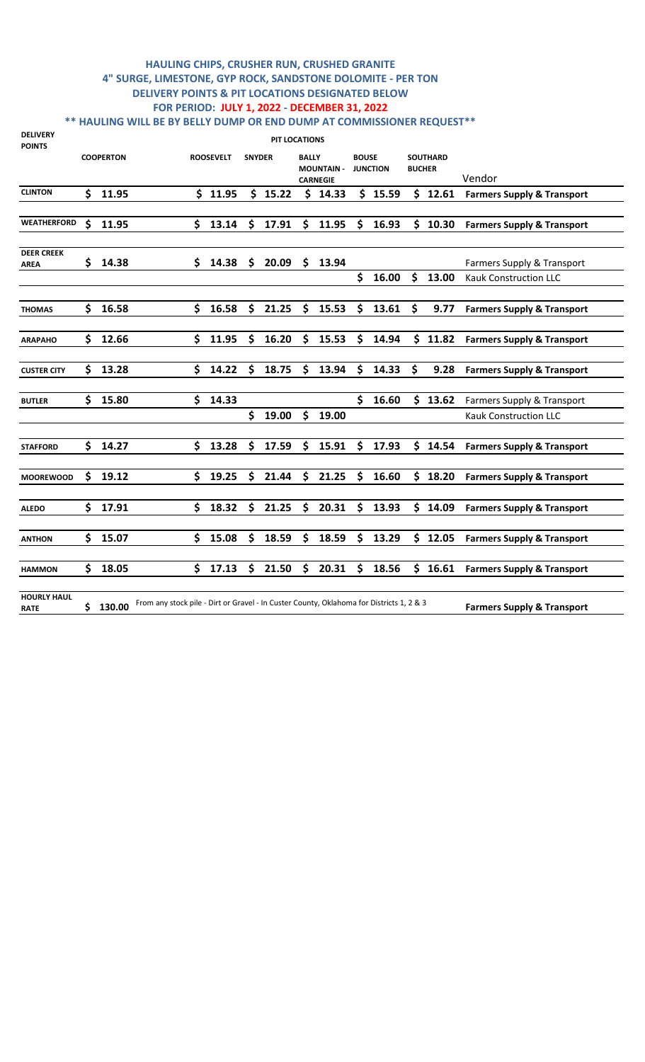## HAULING CHIPS, CRUSHER RUN, CRUSHED GRANITE
## 4" SURGE, LIMESTONE, GYP ROCK, SANDSTONE DOLOMITE - PER TON
## DELIVERY POINTS & PIT LOCATIONS DESIGNATED BELOW
## FOR PERIOD: JULY 1, 2022 - DECEMBER 31, 2022

**\*\* HAULING WILL BE BY BELLY DUMP OR END DUMP AT COMMISSIONER REQUEST\*\***

| DELIVERY POINTS | PIT LOCATIONS | | | | | | |
|---|---|---|---|---|---|---|---|
| | COOPERTON | ROOSEVELT | SNYDER | BALLY MOUNTAIN - CARNEGIE | BOUSE JUNCTION | SOUTHARD BUCHER | Vendor |
| **CLINTON** | **$ 11.95** | **$ 11.95** | **$ 15.22** | **$ 14.33** | **$ 15.59** | **$ 12.61** | **Farmers Supply & Transport** |
| **WEATHERFORD** | **$ 11.95** | **$ 13.14** | **$ 17.91** | **$ 11.95** | **$ 16.93** | **$ 10.30** | **Farmers Supply & Transport** |
| **DEER CREEK AREA** | **$ 14.38** | **$ 14.38** | **$ 20.09** | **$ 13.94** | | | Farmers Supply & Transport |
| | | | | | **$ 16.00** | **$ 13.00** | Kauk Construction LLC |
| **THOMAS** | **$ 16.58** | **$ 16.58** | **$ 21.25** | **$ 15.53** | **$ 13.61** | **$ 9.77** | **Farmers Supply & Transport** |
| **ARAPAHO** | **$ 12.66** | **$ 11.95** | **$ 16.20** | **$ 15.53** | **$ 14.94** | **$ 11.82** | **Farmers Supply & Transport** |
| **CUSTER CITY** | **$ 13.28** | **$ 14.22** | **$ 18.75** | **$ 13.94** | **$ 14.33** | **$ 9.28** | **Farmers Supply & Transport** |
| **BUTLER** | **$ 15.80** | **$ 14.33** | | | **$ 16.60** | **$ 13.62** | Farmers Supply & Transport |
| | | | **$ 19.00** | **$ 19.00** | | | Kauk Construction LLC |
| **STAFFORD** | **$ 14.27** | **$ 13.28** | **$ 17.59** | **$ 15.91** | **$ 17.93** | **$ 14.54** | **Farmers Supply & Transport** |
| **MOOREWOOD** | **$ 19.12** | **$ 19.25** | **$ 21.44** | **$ 21.25** | **$ 16.60** | **$ 18.20** | **Farmers Supply & Transport** |
| **ALEDO** | **$ 17.91** | **$ 18.32** | **$ 21.25** | **$ 20.31** | **$ 13.93** | **$ 14.09** | **Farmers Supply & Transport** |
| **ANTHON** | **$ 15.07** | **$ 15.08** | **$ 18.59** | **$ 18.59** | **$ 13.29** | **$ 12.05** | **Farmers Supply & Transport** |
| **HAMMON** | **$ 18.05** | **$ 17.13** | **$ 21.50** | **$ 20.31** | **$ 18.56** | **$ 16.61** | **Farmers Supply & Transport** |
| **HOURLY HAUL RATE** | **$ 130.00** | From any stock pile - Dirt or Gravel - In Custer County, Oklahoma for Districts 1, 2 & 3 | | | | | **Farmers Supply & Transport** |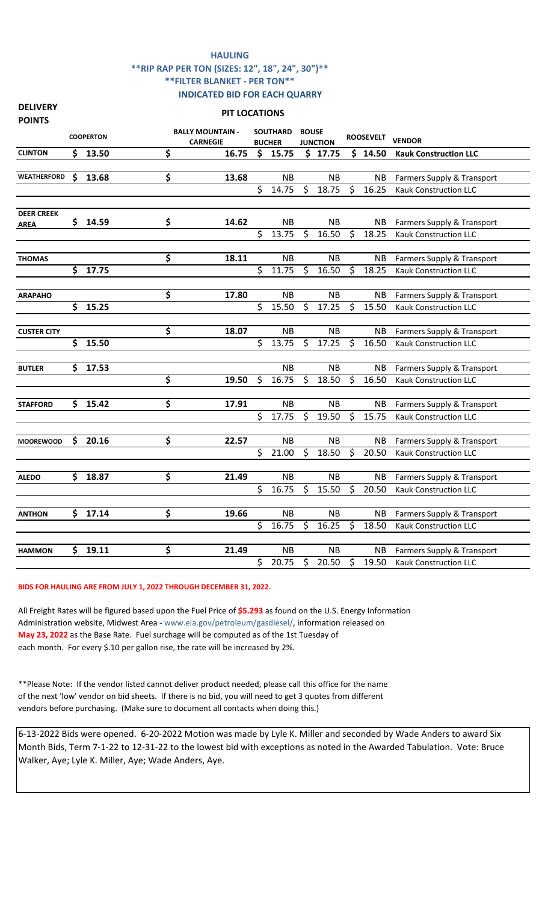## HAULING

## **RIP RAP PER TON (SIZES: 12", 18", 24", 30")**

## **FILTER BLANKET - PER TON**

## INDICATED BID FOR EACH QUARRY

| DELIVERY POINTS | PIT LOCATIONS | | | | | |
|---|---|---|---|---|---|---|
| | COOPERTON | BALLY MOUNTAIN - CARNEGIE | SOUTHARD BUCHER | BOUSE JUNCTION | ROOSEVELT | VENDOR |
| **CLINTON** | **$ 13.50** | **$ 16.75** | **$ 15.75** | **$ 17.75** | **$ 14.50** | **Kauk Construction LLC** |
| **WEATHERFORD** | **$ 13.68** | **$ 13.68** | NB | NB | NB | Farmers Supply & Transport |
| | | | $ 14.75 | $ 18.75 | $ 16.25 | Kauk Construction LLC |
| **DEER CREEK AREA** | **$ 14.59** | **$ 14.62** | NB | NB | NB | Farmers Supply & Transport |
| | | | $ 13.75 | $ 16.50 | $ 18.25 | Kauk Construction LLC |
| **THOMAS** | | **$ 18.11** | NB | NB | NB | Farmers Supply & Transport |
| | **$ 17.75** | | $ 11.75 | $ 16.50 | $ 18.25 | Kauk Construction LLC |
| **ARAPAHO** | | **$ 17.80** | NB | NB | NB | Farmers Supply & Transport |
| | **$ 15.25** | | $ 15.50 | $ 17.25 | $ 15.50 | Kauk Construction LLC |
| **CUSTER CITY** | | **$ 18.07** | NB | NB | NB | Farmers Supply & Transport |
| | **$ 15.50** | | $ 13.75 | $ 17.25 | $ 16.50 | Kauk Construction LLC |
| **BUTLER** | **$ 17.53** | | NB | NB | NB | Farmers Supply & Transport |
| | | **$ 19.50** | $ 16.75 | $ 18.50 | $ 16.50 | Kauk Construction LLC |
| **STAFFORD** | **$ 15.42** | **$ 17.91** | NB | NB | NB | Farmers Supply & Transport |
| | | | $ 17.75 | $ 19.50 | $ 15.75 | Kauk Construction LLC |
| **MOOREWOOD** | **$ 20.16** | **$ 22.57** | NB | NB | NB | Farmers Supply & Transport |
| | | | $ 21.00 | $ 18.50 | $ 20.50 | Kauk Construction LLC |
| **ALEDO** | **$ 18.87** | **$ 21.49** | NB | NB | NB | Farmers Supply & Transport |
| | | | $ 16.75 | $ 15.50 | $ 20.50 | Kauk Construction LLC |
| **ANTHON** | **$ 17.14** | **$ 19.66** | NB | NB | NB | Farmers Supply & Transport |
| | | | $ 16.75 | $ 16.25 | $ 18.50 | Kauk Construction LLC |
| **HAMMON** | **$ 19.11** | **$ 21.49** | NB | NB | NB | Farmers Supply & Transport |
| | | | $ 20.75 | $ 20.50 | $ 19.50 | Kauk Construction LLC |

**BIDS FOR HAULING ARE FROM JULY 1, 2022 THROUGH DECEMBER 31, 2022.**

All Freight Rates will be figured based upon the Fuel Price of **$5.293** as found on the U.S. Energy Information Administration website, Midwest Area - www.eia.gov/petroleum/gasdiesel/, information released on **May 23, 2022** as the Base Rate. Fuel surchage will be computed as of the 1st Tuesday of each month. For every $.10 per gallon rise, the rate will be increased by 2%.

**Please Note: If the vendor listed cannot deliver product needed, please call this office for the name of the next 'low' vendor on bid sheets. If there is no bid, you will need to get 3 quotes from different vendors before purchasing. (Make sure to document all contacts when doing this.)

6-13-2022 Bids were opened. 6-20-2022 Motion was made by Lyle K. Miller and seconded by Wade Anders to award Six Month Bids, Term 7-1-22 to 12-31-22 to the lowest bid with exceptions as noted in the Awarded Tabulation. Vote: Bruce Walker, Aye; Lyle K. Miller, Aye; Wade Anders, Aye.